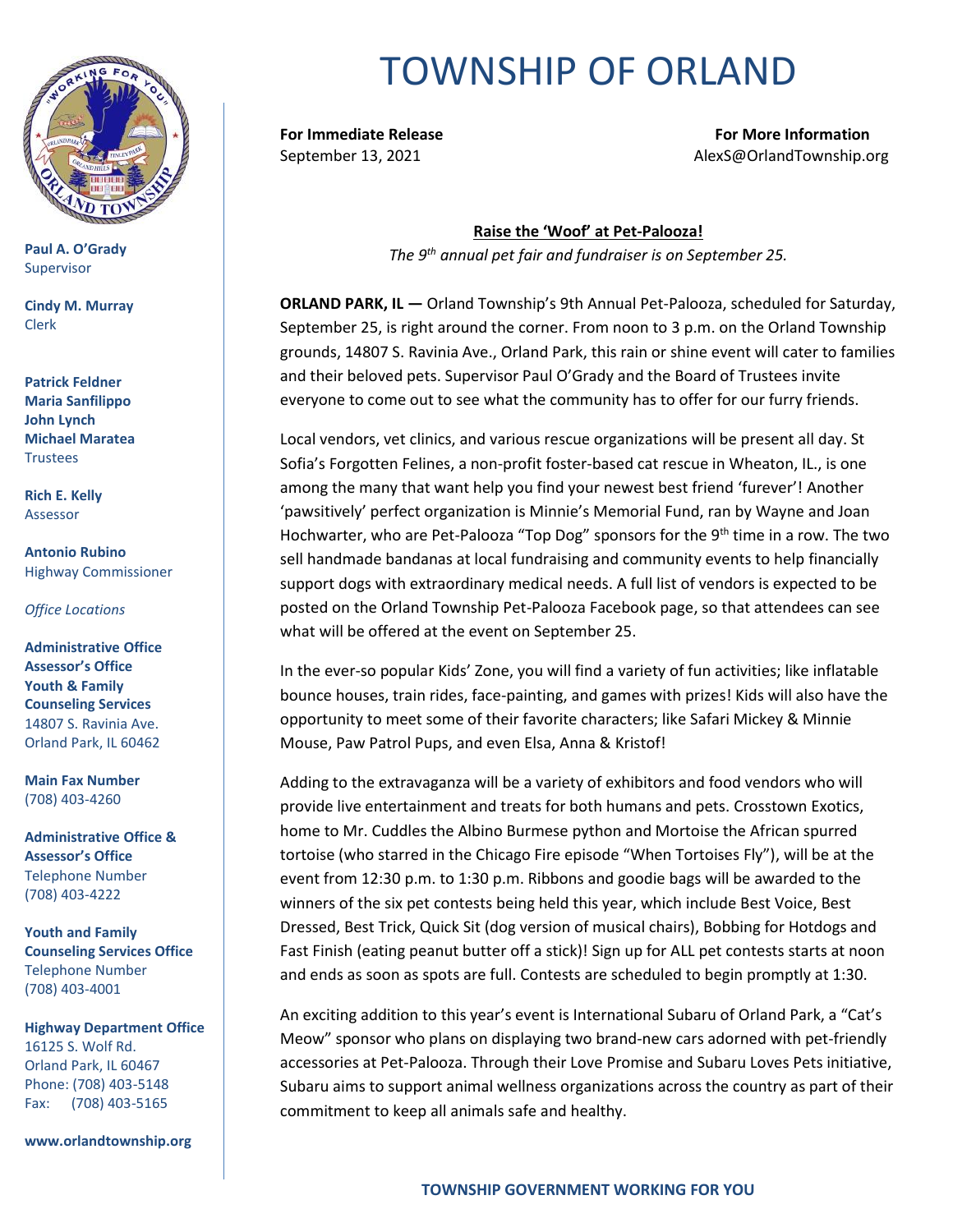# TOWNSHIP OF ORLAND

**Paul A. O'Grady**
Supervisor

**Cindy M. Murray**
Clerk

**Patrick Feldner**
**Maria Sanfilippo**
**John Lynch**
**Michael Maratea**
Trustees

**Rich E. Kelly**
Assessor

**Antonio Rubino**
Highway Commissioner

*Office Locations*

**Administrative Office**
**Assessor's Office**
**Youth & Family Counseling Services**
14807 S. Ravinia Ave.
Orland Park, IL 60462

**Main Fax Number**
(708) 403-4260

**Administrative Office & Assessor's Office**
Telephone Number
(708) 403-4222

**Youth and Family Counseling Services Office**
Telephone Number
(708) 403-4001

**Highway Department Office**
16125 S. Wolf Rd.
Orland Park, IL 60467
Phone: (708) 403-5148
Fax: (708) 403-5165

**www.orlandtownship.org**

---

**For Immediate Release**
September 13, 2021

**For More Information**
AlexS@OrlandTownship.org

## Raise the 'Woof' at Pet-Palooza!

*The 9th annual pet fair and fundraiser is on September 25.*

**ORLAND PARK, IL —** Orland Township's 9th Annual Pet-Palooza, scheduled for Saturday, September 25, is right around the corner. From noon to 3 p.m. on the Orland Township grounds, 14807 S. Ravinia Ave., Orland Park, this rain or shine event will cater to families and their beloved pets. Supervisor Paul O'Grady and the Board of Trustees invite everyone to come out to see what the community has to offer for our furry friends.

Local vendors, vet clinics, and various rescue organizations will be present all day. St Sofia's Forgotten Felines, a non-profit foster-based cat rescue in Wheaton, IL., is one among the many that want help you find your newest best friend 'furever'! Another 'pawsitively' perfect organization is Minnie's Memorial Fund, ran by Wayne and Joan Hochwarter, who are Pet-Palooza "Top Dog" sponsors for the 9th time in a row. The two sell handmade bandanas at local fundraising and community events to help financially support dogs with extraordinary medical needs. A full list of vendors is expected to be posted on the Orland Township Pet-Palooza Facebook page, so that attendees can see what will be offered at the event on September 25.

In the ever-so popular Kids' Zone, you will find a variety of fun activities; like inflatable bounce houses, train rides, face-painting, and games with prizes! Kids will also have the opportunity to meet some of their favorite characters; like Safari Mickey & Minnie Mouse, Paw Patrol Pups, and even Elsa, Anna & Kristof!

Adding to the extravaganza will be a variety of exhibitors and food vendors who will provide live entertainment and treats for both humans and pets. Crosstown Exotics, home to Mr. Cuddles the Albino Burmese python and Mortoise the African spurred tortoise (who starred in the Chicago Fire episode "When Tortoises Fly"), will be at the event from 12:30 p.m. to 1:30 p.m. Ribbons and goodie bags will be awarded to the winners of the six pet contests being held this year, which include Best Voice, Best Dressed, Best Trick, Quick Sit (dog version of musical chairs), Bobbing for Hotdogs and Fast Finish (eating peanut butter off a stick)! Sign up for ALL pet contests starts at noon and ends as soon as spots are full. Contests are scheduled to begin promptly at 1:30.

An exciting addition to this year's event is International Subaru of Orland Park, a "Cat's Meow" sponsor who plans on displaying two brand-new cars adorned with pet-friendly accessories at Pet-Palooza. Through their Love Promise and Subaru Loves Pets initiative, Subaru aims to support animal wellness organizations across the country as part of their commitment to keep all animals safe and healthy.

**TOWNSHIP GOVERNMENT WORKING FOR YOU**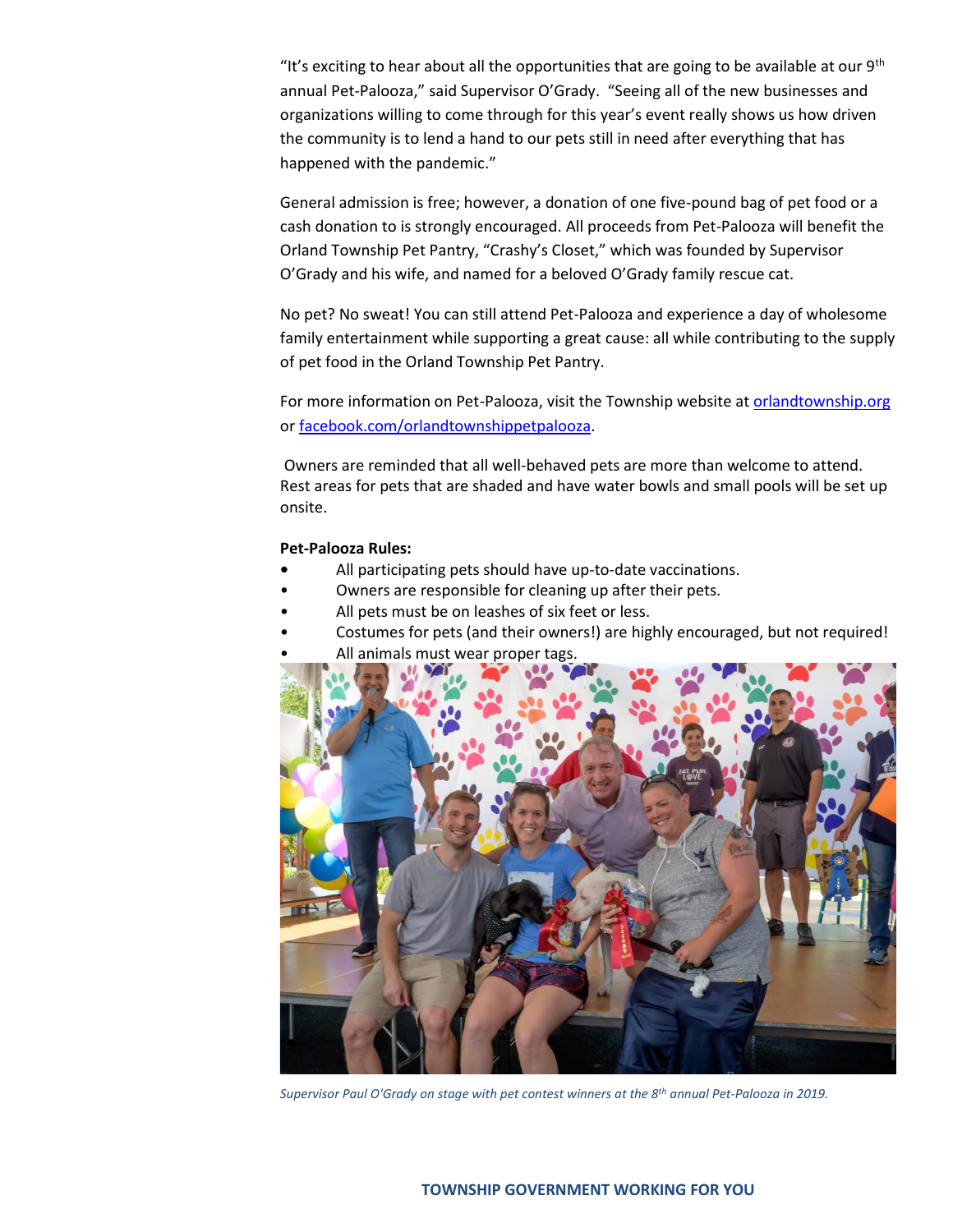"It's exciting to hear about all the opportunities that are going to be available at our 9th annual Pet-Palooza," said Supervisor O'Grady. "Seeing all of the new businesses and organizations willing to come through for this year's event really shows us how driven the community is to lend a hand to our pets still in need after everything that has happened with the pandemic."

General admission is free; however, a donation of one five-pound bag of pet food or a cash donation to is strongly encouraged. All proceeds from Pet-Palooza will benefit the Orland Township Pet Pantry, "Crashy's Closet," which was founded by Supervisor O'Grady and his wife, and named for a beloved O'Grady family rescue cat.

No pet? No sweat! You can still attend Pet-Palooza and experience a day of wholesome family entertainment while supporting a great cause: all while contributing to the supply of pet food in the Orland Township Pet Pantry.

For more information on Pet-Palooza, visit the Township website at orlandtownship.org or facebook.com/orlandtownshippetpalooza.

Owners are reminded that all well-behaved pets are more than welcome to attend. Rest areas for pets that are shaded and have water bowls and small pools will be set up onsite.

**Pet-Palooza Rules:**

- All participating pets should have up-to-date vaccinations.
- Owners are responsible for cleaning up after their pets.
- All pets must be on leashes of six feet or less.
- Costumes for pets (and their owners!) are highly encouraged, but not required!
- All animals must wear proper tags.

*Supervisor Paul O'Grady on stage with pet contest winners at the 8th annual Pet-Palooza in 2019.*

**TOWNSHIP GOVERNMENT WORKING FOR YOU**